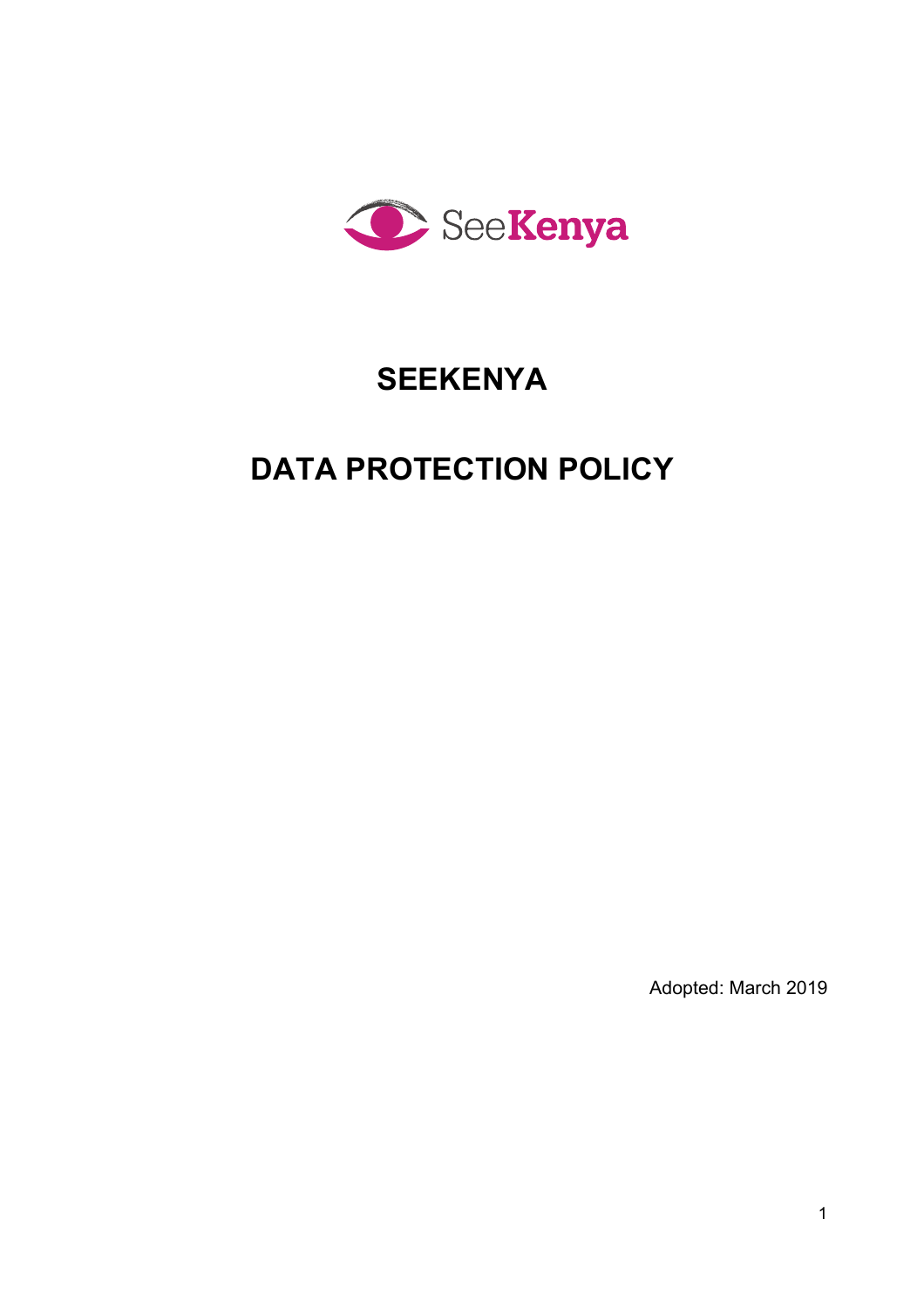# SEEKENYA

# DATA PROTECTION POLICY

Adopted: March 2019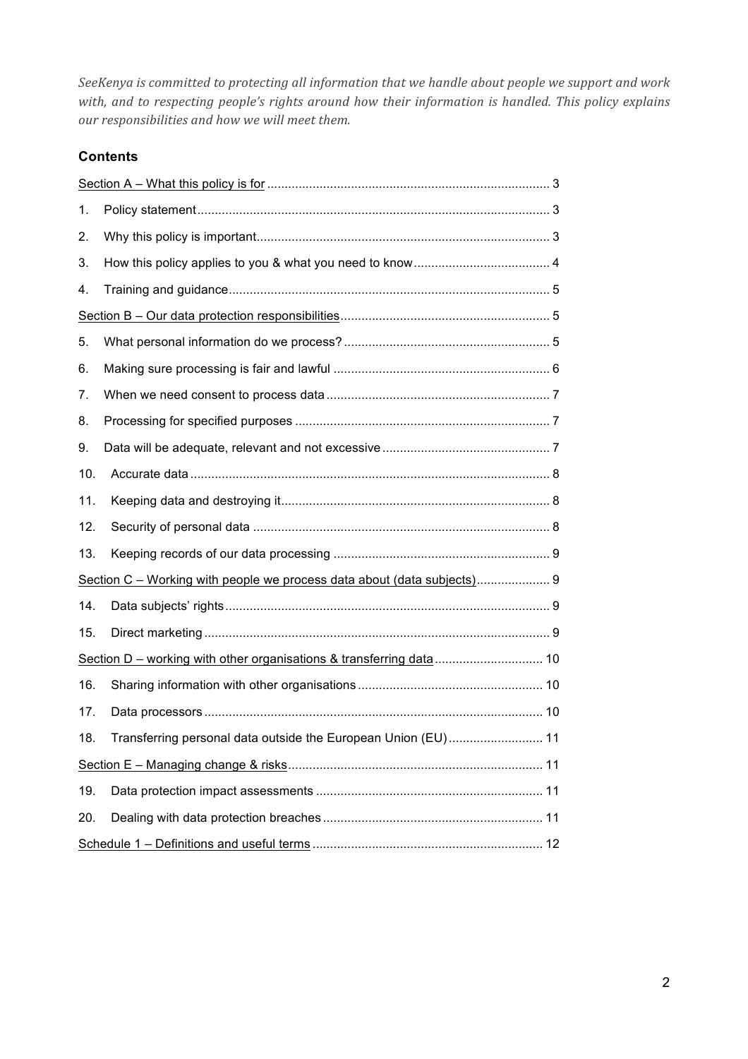*SeeKenya is committed to protecting all information that we handle about people we support and work with, and to respecting people's rights around how their information is handled. This policy explains our responsibilities and how we will meet them.*

## Contents

Section A – What this policy is for ........ 3

1. Policy statement ........ 3
2. Why this policy is important ........ 3
3. How this policy applies to you & what you need to know ........ 4
4. Training and guidance ........ 5

Section B – Our data protection responsibilities ........ 5

5. What personal information do we process? ........ 5
6. Making sure processing is fair and lawful ........ 6
7. When we need consent to process data ........ 7
8. Processing for specified purposes ........ 7
9. Data will be adequate, relevant and not excessive ........ 7
10. Accurate data ........ 8
11. Keeping data and destroying it ........ 8
12. Security of personal data ........ 8
13. Keeping records of our data processing ........ 9

Section C – Working with people we process data about (data subjects) ........ 9

14. Data subjects' rights ........ 9
15. Direct marketing ........ 9

Section D – working with other organisations & transferring data ........ 10

16. Sharing information with other organisations ........ 10
17. Data processors ........ 10
18. Transferring personal data outside the European Union (EU) ........ 11

Section E – Managing change & risks ........ 11

19. Data protection impact assessments ........ 11
20. Dealing with data protection breaches ........ 11

Schedule 1 – Definitions and useful terms ........ 12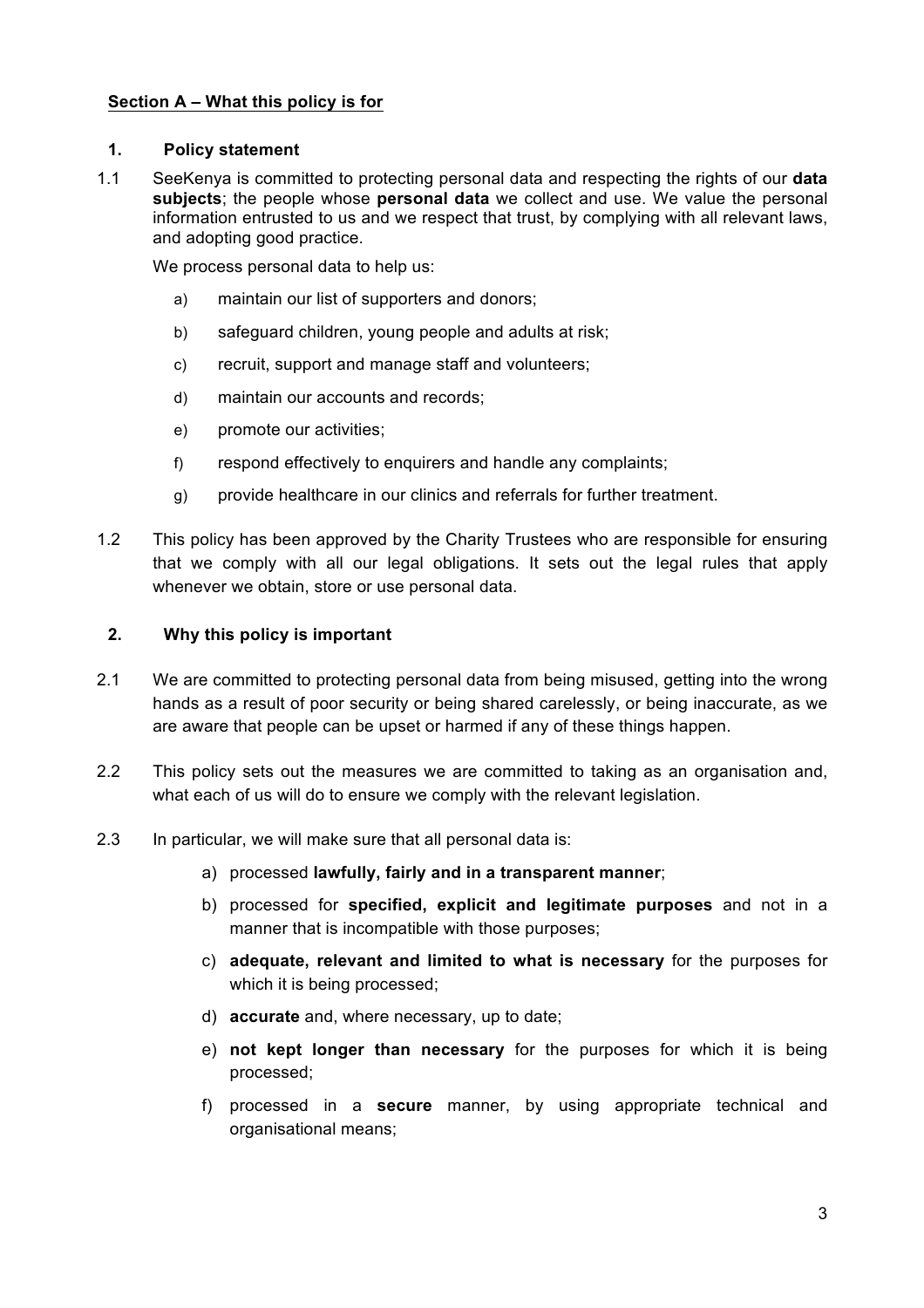## Section A – What this policy is for

### 1. Policy statement

1.1 SeeKenya is committed to protecting personal data and respecting the rights of our **data subjects**; the people whose **personal data** we collect and use. We value the personal information entrusted to us and we respect that trust, by complying with all relevant laws, and adopting good practice.

We process personal data to help us:

a) maintain our list of supporters and donors;

b) safeguard children, young people and adults at risk;

c) recruit, support and manage staff and volunteers;

d) maintain our accounts and records;

e) promote our activities;

f) respond effectively to enquirers and handle any complaints;

g) provide healthcare in our clinics and referrals for further treatment.

1.2 This policy has been approved by the Charity Trustees who are responsible for ensuring that we comply with all our legal obligations. It sets out the legal rules that apply whenever we obtain, store or use personal data.

### 2. Why this policy is important

2.1 We are committed to protecting personal data from being misused, getting into the wrong hands as a result of poor security or being shared carelessly, or being inaccurate, as we are aware that people can be upset or harmed if any of these things happen.

2.2 This policy sets out the measures we are committed to taking as an organisation and, what each of us will do to ensure we comply with the relevant legislation.

2.3 In particular, we will make sure that all personal data is:

a) processed **lawfully, fairly and in a transparent manner**;

b) processed for **specified, explicit and legitimate purposes** and not in a manner that is incompatible with those purposes;

c) **adequate, relevant and limited to what is necessary** for the purposes for which it is being processed;

d) **accurate** and, where necessary, up to date;

e) **not kept longer than necessary** for the purposes for which it is being processed;

f) processed in a **secure** manner, by using appropriate technical and organisational means;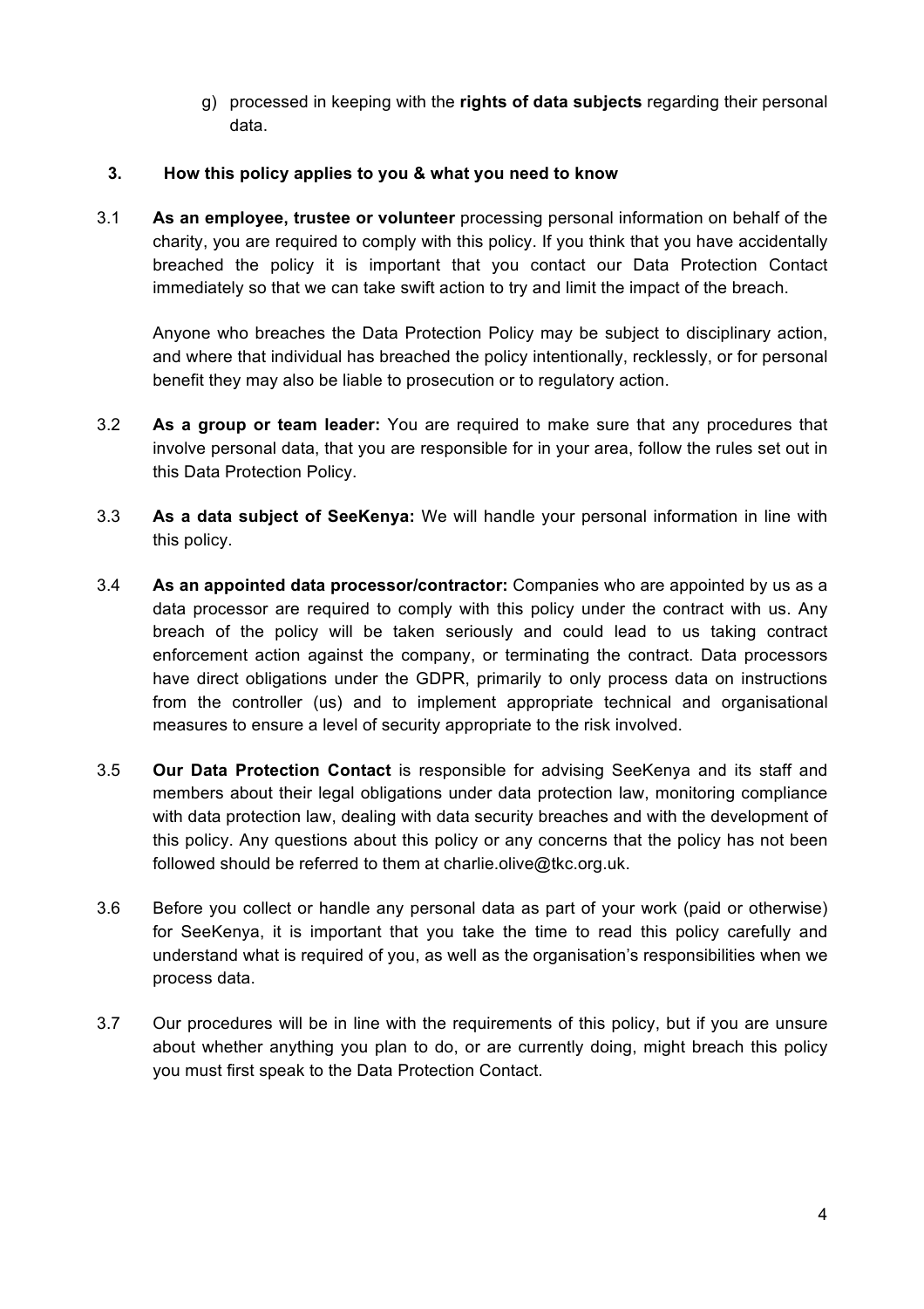g) processed in keeping with the **rights of data subjects** regarding their personal data.

## 3. How this policy applies to you & what you need to know

3.1 **As an employee, trustee or volunteer** processing personal information on behalf of the charity, you are required to comply with this policy. If you think that you have accidentally breached the policy it is important that you contact our Data Protection Contact immediately so that we can take swift action to try and limit the impact of the breach.

Anyone who breaches the Data Protection Policy may be subject to disciplinary action, and where that individual has breached the policy intentionally, recklessly, or for personal benefit they may also be liable to prosecution or to regulatory action.

3.2 **As a group or team leader:** You are required to make sure that any procedures that involve personal data, that you are responsible for in your area, follow the rules set out in this Data Protection Policy.

3.3 **As a data subject of SeeKenya:** We will handle your personal information in line with this policy.

3.4 **As an appointed data processor/contractor:** Companies who are appointed by us as a data processor are required to comply with this policy under the contract with us. Any breach of the policy will be taken seriously and could lead to us taking contract enforcement action against the company, or terminating the contract. Data processors have direct obligations under the GDPR, primarily to only process data on instructions from the controller (us) and to implement appropriate technical and organisational measures to ensure a level of security appropriate to the risk involved.

3.5 **Our Data Protection Contact** is responsible for advising SeeKenya and its staff and members about their legal obligations under data protection law, monitoring compliance with data protection law, dealing with data security breaches and with the development of this policy. Any questions about this policy or any concerns that the policy has not been followed should be referred to them at charlie.olive@tkc.org.uk.

3.6 Before you collect or handle any personal data as part of your work (paid or otherwise) for SeeKenya, it is important that you take the time to read this policy carefully and understand what is required of you, as well as the organisation's responsibilities when we process data.

3.7 Our procedures will be in line with the requirements of this policy, but if you are unsure about whether anything you plan to do, or are currently doing, might breach this policy you must first speak to the Data Protection Contact.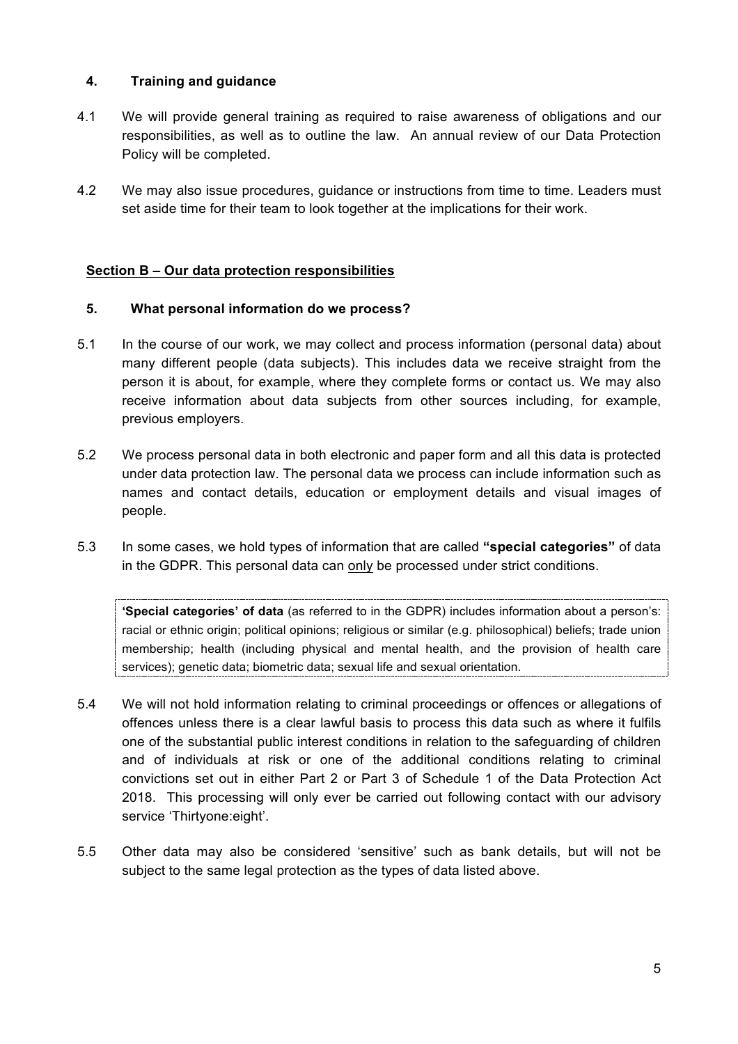## 4. Training and guidance

4.1 We will provide general training as required to raise awareness of obligations and our responsibilities, as well as to outline the law. An annual review of our Data Protection Policy will be completed.

4.2 We may also issue procedures, guidance or instructions from time to time. Leaders must set aside time for their team to look together at the implications for their work.

## Section B – Our data protection responsibilities

## 5. What personal information do we process?

5.1 In the course of our work, we may collect and process information (personal data) about many different people (data subjects). This includes data we receive straight from the person it is about, for example, where they complete forms or contact us. We may also receive information about data subjects from other sources including, for example, previous employers.

5.2 We process personal data in both electronic and paper form and all this data is protected under data protection law. The personal data we process can include information such as names and contact details, education or employment details and visual images of people.

5.3 In some cases, we hold types of information that are called **"special categories"** of data in the GDPR. This personal data can only be processed under strict conditions.

> **'Special categories' of data** (as referred to in the GDPR) includes information about a person's: racial or ethnic origin; political opinions; religious or similar (e.g. philosophical) beliefs; trade union membership; health (including physical and mental health, and the provision of health care services); genetic data; biometric data; sexual life and sexual orientation.

5.4 We will not hold information relating to criminal proceedings or offences or allegations of offences unless there is a clear lawful basis to process this data such as where it fulfils one of the substantial public interest conditions in relation to the safeguarding of children and of individuals at risk or one of the additional conditions relating to criminal convictions set out in either Part 2 or Part 3 of Schedule 1 of the Data Protection Act 2018. This processing will only ever be carried out following contact with our advisory service 'Thirtyone:eight'.

5.5 Other data may also be considered 'sensitive' such as bank details, but will not be subject to the same legal protection as the types of data listed above.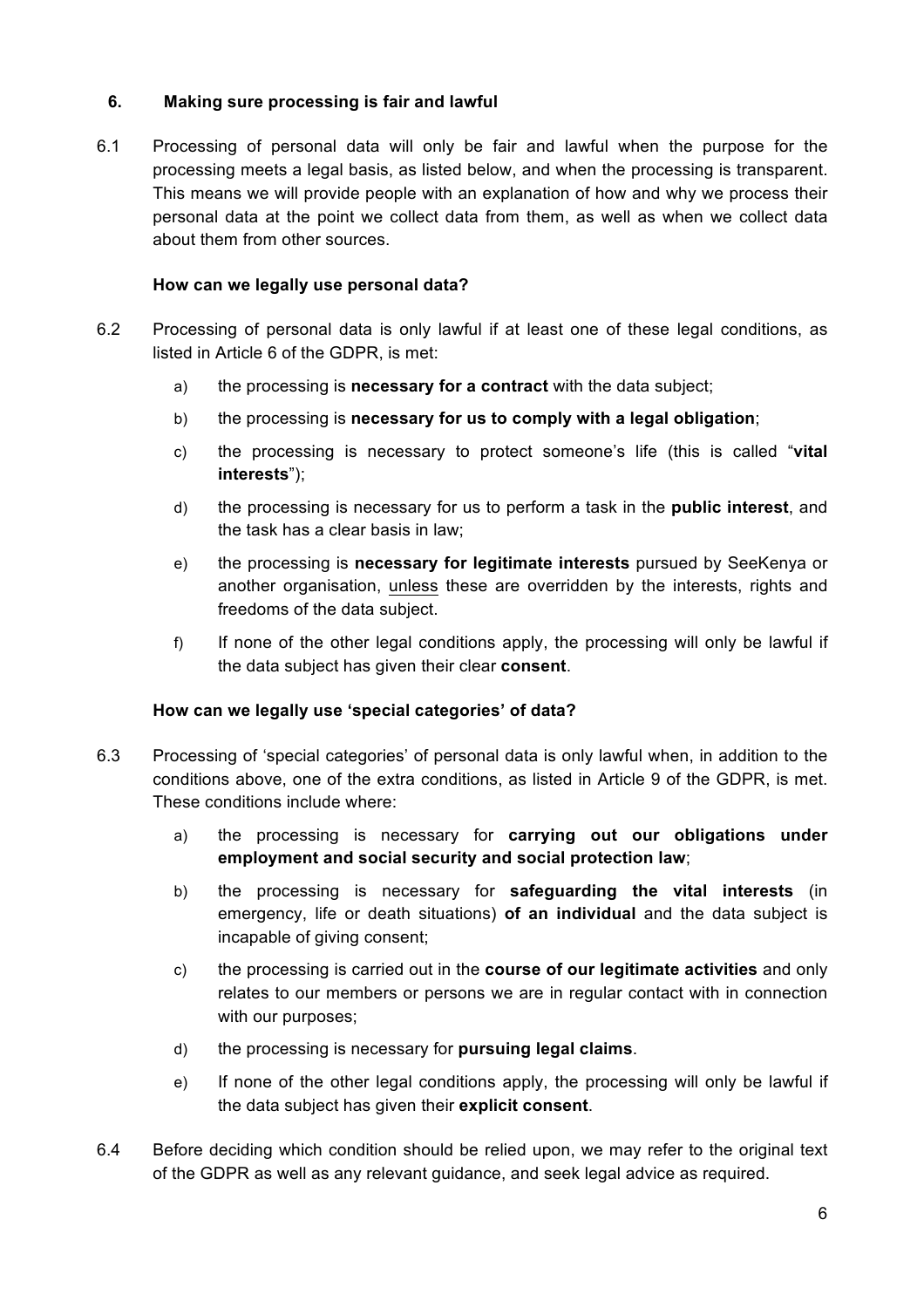## 6. Making sure processing is fair and lawful

6.1 Processing of personal data will only be fair and lawful when the purpose for the processing meets a legal basis, as listed below, and when the processing is transparent. This means we will provide people with an explanation of how and why we process their personal data at the point we collect data from them, as well as when we collect data about them from other sources.

**How can we legally use personal data?**

6.2 Processing of personal data is only lawful if at least one of these legal conditions, as listed in Article 6 of the GDPR, is met:

a) the processing is **necessary for a contract** with the data subject;

b) the processing is **necessary for us to comply with a legal obligation**;

c) the processing is necessary to protect someone's life (this is called "**vital interests**");

d) the processing is necessary for us to perform a task in the **public interest**, and the task has a clear basis in law;

e) the processing is **necessary for legitimate interests** pursued by SeeKenya or another organisation, <u>unless</u> these are overridden by the interests, rights and freedoms of the data subject.

f) If none of the other legal conditions apply, the processing will only be lawful if the data subject has given their clear **consent**.

**How can we legally use 'special categories' of data?**

6.3 Processing of 'special categories' of personal data is only lawful when, in addition to the conditions above, one of the extra conditions, as listed in Article 9 of the GDPR, is met. These conditions include where:

a) the processing is necessary for **carrying out our obligations under employment and social security and social protection law**;

b) the processing is necessary for **safeguarding the vital interests** (in emergency, life or death situations) **of an individual** and the data subject is incapable of giving consent;

c) the processing is carried out in the **course of our legitimate activities** and only relates to our members or persons we are in regular contact with in connection with our purposes;

d) the processing is necessary for **pursuing legal claims**.

e) If none of the other legal conditions apply, the processing will only be lawful if the data subject has given their **explicit consent**.

6.4 Before deciding which condition should be relied upon, we may refer to the original text of the GDPR as well as any relevant guidance, and seek legal advice as required.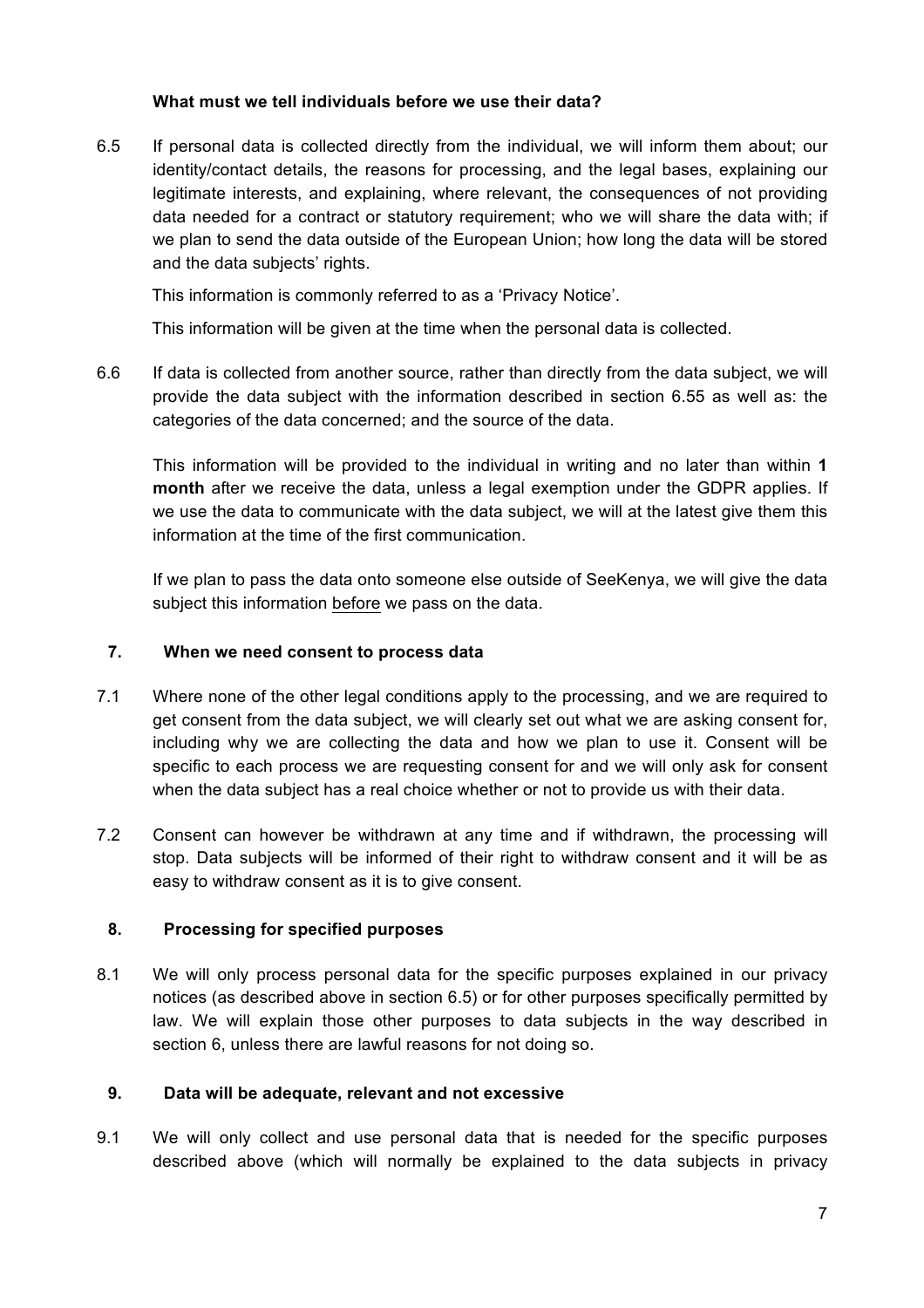**What must we tell individuals before we use their data?**

6.5 If personal data is collected directly from the individual, we will inform them about; our identity/contact details, the reasons for processing, and the legal bases, explaining our legitimate interests, and explaining, where relevant, the consequences of not providing data needed for a contract or statutory requirement; who we will share the data with; if we plan to send the data outside of the European Union; how long the data will be stored and the data subjects' rights.

This information is commonly referred to as a 'Privacy Notice'.

This information will be given at the time when the personal data is collected.

6.6 If data is collected from another source, rather than directly from the data subject, we will provide the data subject with the information described in section 6.55 as well as: the categories of the data concerned; and the source of the data.

This information will be provided to the individual in writing and no later than within **1 month** after we receive the data, unless a legal exemption under the GDPR applies. If we use the data to communicate with the data subject, we will at the latest give them this information at the time of the first communication.

If we plan to pass the data onto someone else outside of SeeKenya, we will give the data subject this information before we pass on the data.

## 7. When we need consent to process data

7.1 Where none of the other legal conditions apply to the processing, and we are required to get consent from the data subject, we will clearly set out what we are asking consent for, including why we are collecting the data and how we plan to use it. Consent will be specific to each process we are requesting consent for and we will only ask for consent when the data subject has a real choice whether or not to provide us with their data.

7.2 Consent can however be withdrawn at any time and if withdrawn, the processing will stop. Data subjects will be informed of their right to withdraw consent and it will be as easy to withdraw consent as it is to give consent.

## 8. Processing for specified purposes

8.1 We will only process personal data for the specific purposes explained in our privacy notices (as described above in section 6.5) or for other purposes specifically permitted by law. We will explain those other purposes to data subjects in the way described in section 6, unless there are lawful reasons for not doing so.

## 9. Data will be adequate, relevant and not excessive

9.1 We will only collect and use personal data that is needed for the specific purposes described above (which will normally be explained to the data subjects in privacy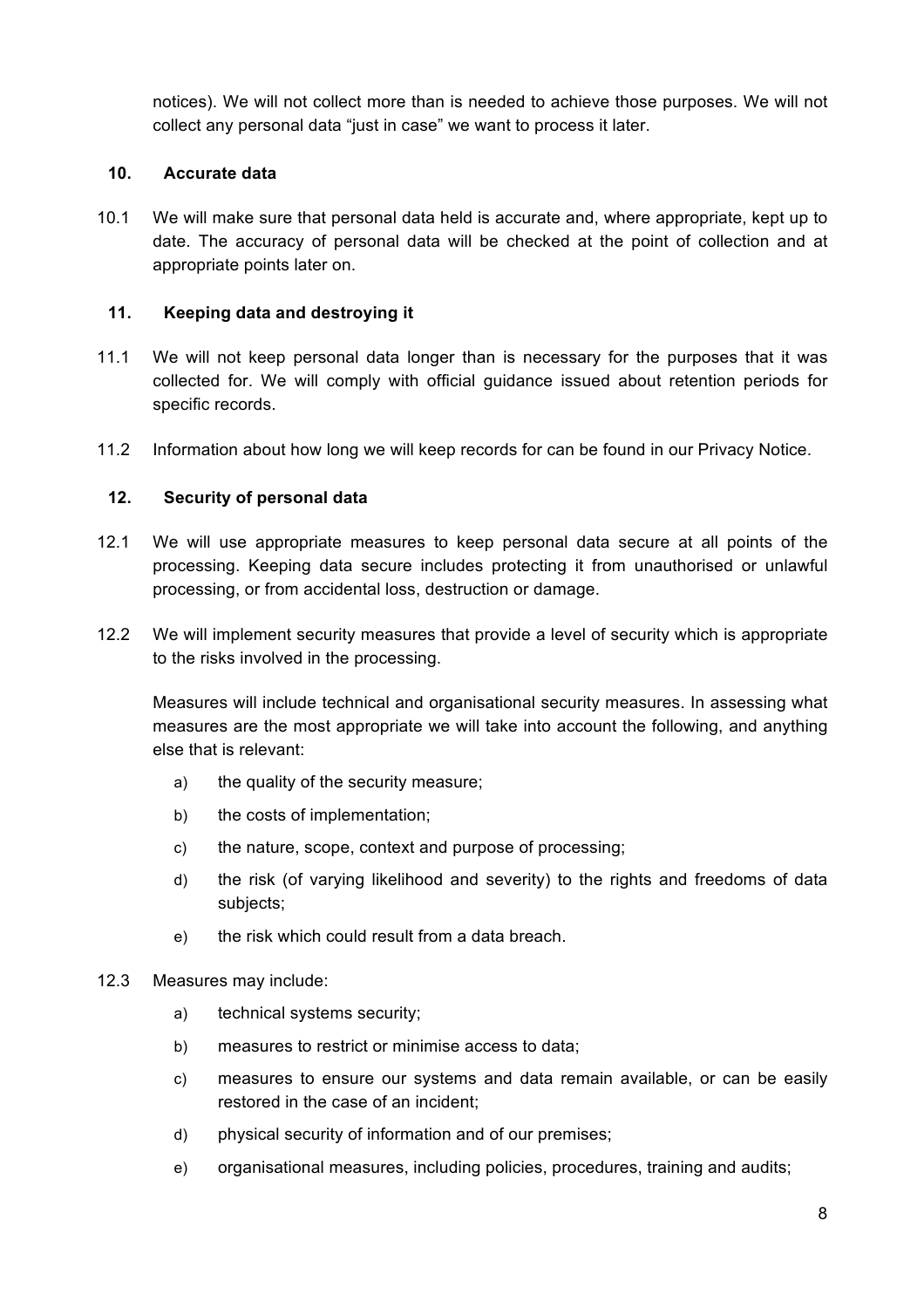notices). We will not collect more than is needed to achieve those purposes. We will not collect any personal data "just in case" we want to process it later.

## 10. Accurate data

10.1 We will make sure that personal data held is accurate and, where appropriate, kept up to date. The accuracy of personal data will be checked at the point of collection and at appropriate points later on.

## 11. Keeping data and destroying it

11.1 We will not keep personal data longer than is necessary for the purposes that it was collected for. We will comply with official guidance issued about retention periods for specific records.

11.2 Information about how long we will keep records for can be found in our Privacy Notice.

## 12. Security of personal data

12.1 We will use appropriate measures to keep personal data secure at all points of the processing. Keeping data secure includes protecting it from unauthorised or unlawful processing, or from accidental loss, destruction or damage.

12.2 We will implement security measures that provide a level of security which is appropriate to the risks involved in the processing.

Measures will include technical and organisational security measures. In assessing what measures are the most appropriate we will take into account the following, and anything else that is relevant:

a) the quality of the security measure;

b) the costs of implementation;

c) the nature, scope, context and purpose of processing;

d) the risk (of varying likelihood and severity) to the rights and freedoms of data subjects;

e) the risk which could result from a data breach.

12.3 Measures may include:

a) technical systems security;

b) measures to restrict or minimise access to data;

c) measures to ensure our systems and data remain available, or can be easily restored in the case of an incident;

d) physical security of information and of our premises;

e) organisational measures, including policies, procedures, training and audits;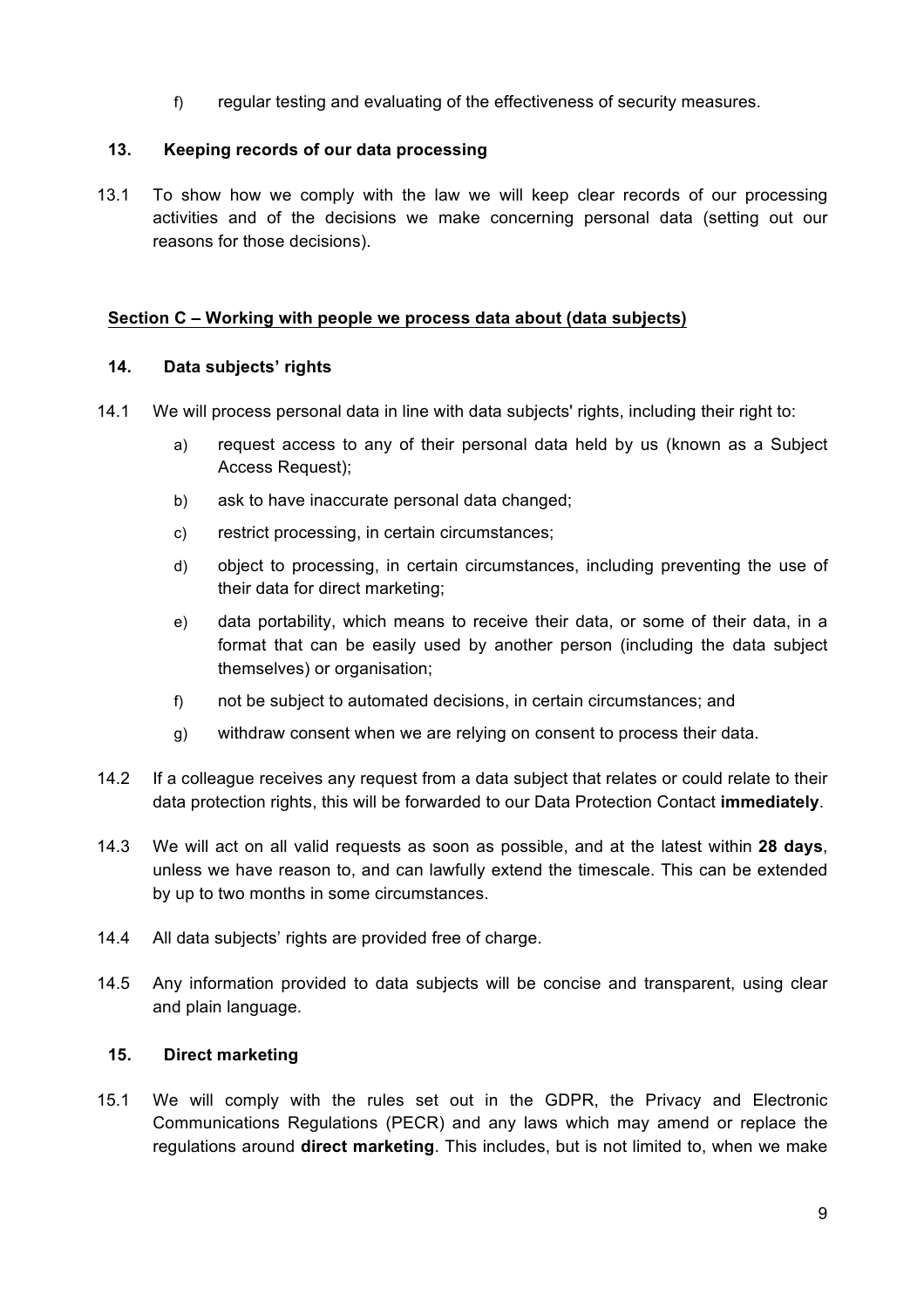f) regular testing and evaluating of the effectiveness of security measures.

## 13. Keeping records of our data processing

13.1 To show how we comply with the law we will keep clear records of our processing activities and of the decisions we make concerning personal data (setting out our reasons for those decisions).

## Section C – Working with people we process data about (data subjects)

## 14. Data subjects' rights

14.1 We will process personal data in line with data subjects' rights, including their right to:

a) request access to any of their personal data held by us (known as a Subject Access Request);

b) ask to have inaccurate personal data changed;

c) restrict processing, in certain circumstances;

d) object to processing, in certain circumstances, including preventing the use of their data for direct marketing;

e) data portability, which means to receive their data, or some of their data, in a format that can be easily used by another person (including the data subject themselves) or organisation;

f) not be subject to automated decisions, in certain circumstances; and

g) withdraw consent when we are relying on consent to process their data.

14.2 If a colleague receives any request from a data subject that relates or could relate to their data protection rights, this will be forwarded to our Data Protection Contact **immediately**.

14.3 We will act on all valid requests as soon as possible, and at the latest within **28 days**, unless we have reason to, and can lawfully extend the timescale. This can be extended by up to two months in some circumstances.

14.4 All data subjects' rights are provided free of charge.

14.5 Any information provided to data subjects will be concise and transparent, using clear and plain language.

## 15. Direct marketing

15.1 We will comply with the rules set out in the GDPR, the Privacy and Electronic Communications Regulations (PECR) and any laws which may amend or replace the regulations around **direct marketing**. This includes, but is not limited to, when we make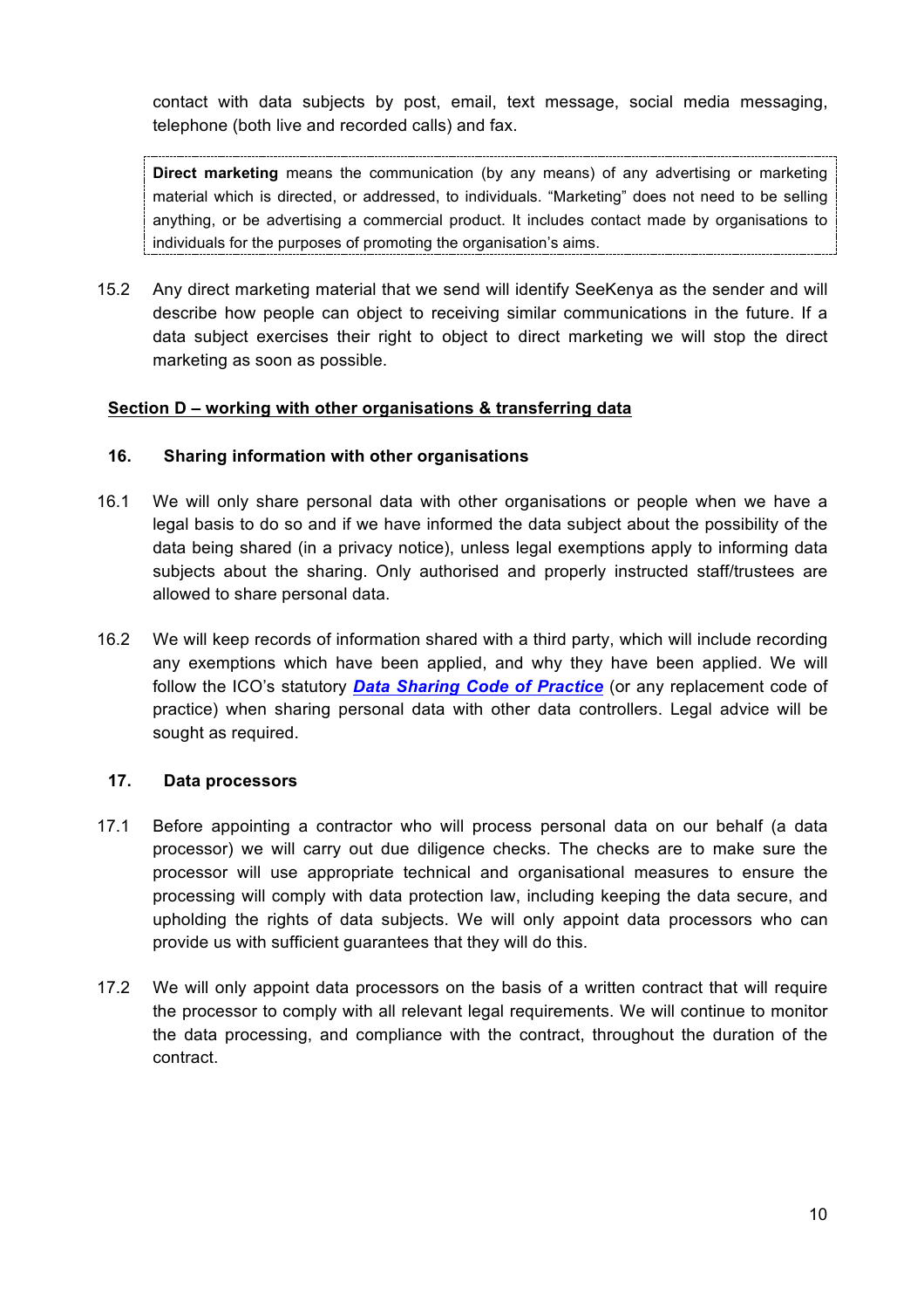contact with data subjects by post, email, text message, social media messaging, telephone (both live and recorded calls) and fax.

> **Direct marketing** means the communication (by any means) of any advertising or marketing material which is directed, or addressed, to individuals. "Marketing" does not need to be selling anything, or be advertising a commercial product. It includes contact made by organisations to individuals for the purposes of promoting the organisation's aims.

15.2 Any direct marketing material that we send will identify SeeKenya as the sender and will describe how people can object to receiving similar communications in the future. If a data subject exercises their right to object to direct marketing we will stop the direct marketing as soon as possible.

## Section D – working with other organisations & transferring data

### 16. Sharing information with other organisations

16.1 We will only share personal data with other organisations or people when we have a legal basis to do so and if we have informed the data subject about the possibility of the data being shared (in a privacy notice), unless legal exemptions apply to informing data subjects about the sharing. Only authorised and properly instructed staff/trustees are allowed to share personal data.

16.2 We will keep records of information shared with a third party, which will include recording any exemptions which have been applied, and why they have been applied. We will follow the ICO's statutory ***Data Sharing Code of Practice*** (or any replacement code of practice) when sharing personal data with other data controllers. Legal advice will be sought as required.

### 17. Data processors

17.1 Before appointing a contractor who will process personal data on our behalf (a data processor) we will carry out due diligence checks. The checks are to make sure the processor will use appropriate technical and organisational measures to ensure the processing will comply with data protection law, including keeping the data secure, and upholding the rights of data subjects. We will only appoint data processors who can provide us with sufficient guarantees that they will do this.

17.2 We will only appoint data processors on the basis of a written contract that will require the processor to comply with all relevant legal requirements. We will continue to monitor the data processing, and compliance with the contract, throughout the duration of the contract.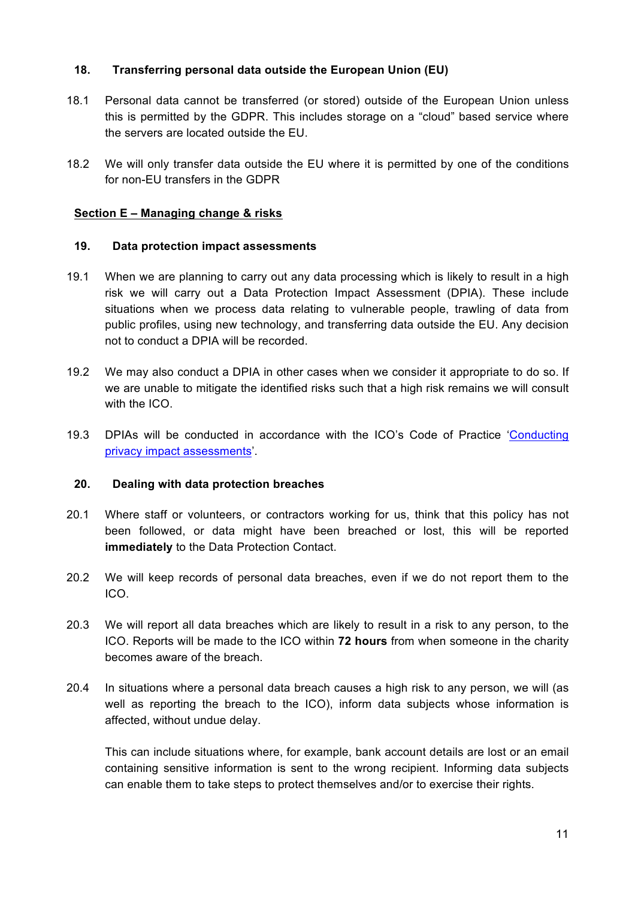### 18. Transferring personal data outside the European Union (EU)

18.1 Personal data cannot be transferred (or stored) outside of the European Union unless this is permitted by the GDPR. This includes storage on a "cloud" based service where the servers are located outside the EU.

18.2 We will only transfer data outside the EU where it is permitted by one of the conditions for non-EU transfers in the GDPR

## Section E – Managing change & risks

### 19. Data protection impact assessments

19.1 When we are planning to carry out any data processing which is likely to result in a high risk we will carry out a Data Protection Impact Assessment (DPIA). These include situations when we process data relating to vulnerable people, trawling of data from public profiles, using new technology, and transferring data outside the EU. Any decision not to conduct a DPIA will be recorded.

19.2 We may also conduct a DPIA in other cases when we consider it appropriate to do so. If we are unable to mitigate the identified risks such that a high risk remains we will consult with the ICO.

19.3 DPIAs will be conducted in accordance with the ICO's Code of Practice 'Conducting privacy impact assessments'.

### 20. Dealing with data protection breaches

20.1 Where staff or volunteers, or contractors working for us, think that this policy has not been followed, or data might have been breached or lost, this will be reported **immediately** to the Data Protection Contact.

20.2 We will keep records of personal data breaches, even if we do not report them to the ICO.

20.3 We will report all data breaches which are likely to result in a risk to any person, to the ICO. Reports will be made to the ICO within **72 hours** from when someone in the charity becomes aware of the breach.

20.4 In situations where a personal data breach causes a high risk to any person, we will (as well as reporting the breach to the ICO), inform data subjects whose information is affected, without undue delay.

This can include situations where, for example, bank account details are lost or an email containing sensitive information is sent to the wrong recipient. Informing data subjects can enable them to take steps to protect themselves and/or to exercise their rights.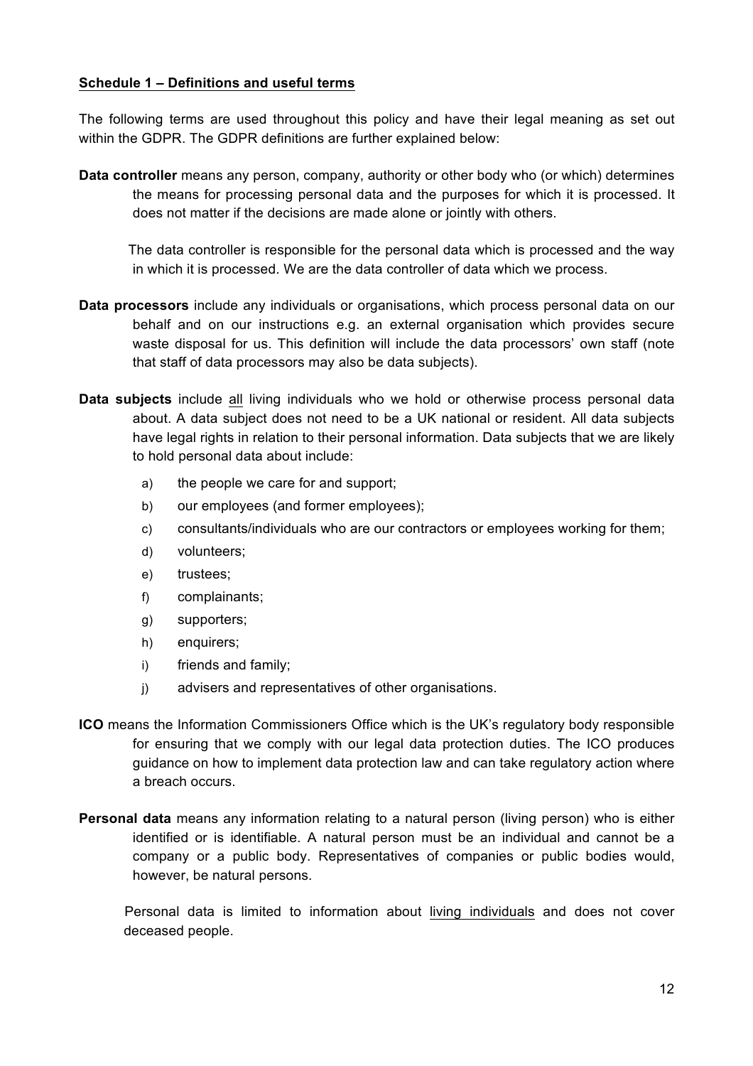**<u>Schedule 1 – Definitions and useful terms</u>**

The following terms are used throughout this policy and have their legal meaning as set out within the GDPR. The GDPR definitions are further explained below:

**Data controller** means any person, company, authority or other body who (or which) determines the means for processing personal data and the purposes for which it is processed. It does not matter if the decisions are made alone or jointly with others.

The data controller is responsible for the personal data which is processed and the way in which it is processed. We are the data controller of data which we process.

**Data processors** include any individuals or organisations, which process personal data on our behalf and on our instructions e.g. an external organisation which provides secure waste disposal for us. This definition will include the data processors' own staff (note that staff of data processors may also be data subjects).

**Data subjects** include <u>all</u> living individuals who we hold or otherwise process personal data about. A data subject does not need to be a UK national or resident. All data subjects have legal rights in relation to their personal information. Data subjects that we are likely to hold personal data about include:

a) the people we care for and support;
b) our employees (and former employees);
c) consultants/individuals who are our contractors or employees working for them;
d) volunteers;
e) trustees;
f) complainants;
g) supporters;
h) enquirers;
i) friends and family;
j) advisers and representatives of other organisations.

**ICO** means the Information Commissioners Office which is the UK's regulatory body responsible for ensuring that we comply with our legal data protection duties. The ICO produces guidance on how to implement data protection law and can take regulatory action where a breach occurs.

**Personal data** means any information relating to a natural person (living person) who is either identified or is identifiable. A natural person must be an individual and cannot be a company or a public body. Representatives of companies or public bodies would, however, be natural persons.

Personal data is limited to information about <u>living individuals</u> and does not cover deceased people.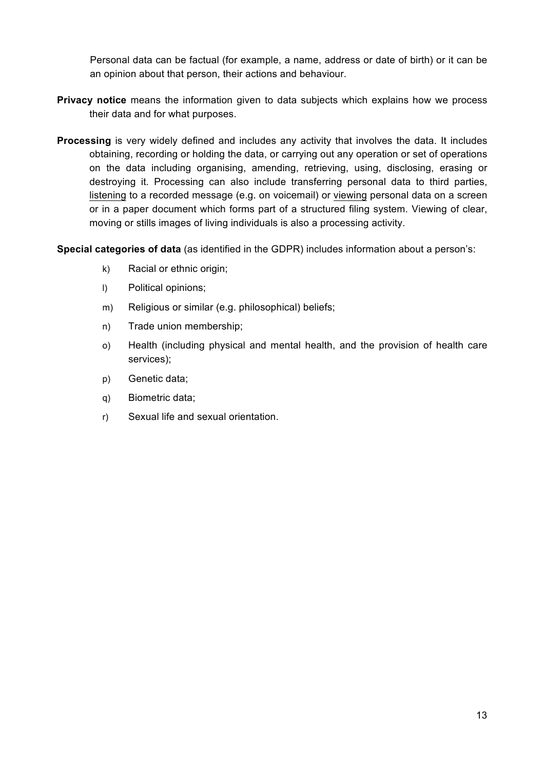Personal data can be factual (for example, a name, address or date of birth) or it can be an opinion about that person, their actions and behaviour.

**Privacy notice** means the information given to data subjects which explains how we process their data and for what purposes.

**Processing** is very widely defined and includes any activity that involves the data. It includes obtaining, recording or holding the data, or carrying out any operation or set of operations on the data including organising, amending, retrieving, using, disclosing, erasing or destroying it. Processing can also include transferring personal data to third parties, listening to a recorded message (e.g. on voicemail) or viewing personal data on a screen or in a paper document which forms part of a structured filing system. Viewing of clear, moving or stills images of living individuals is also a processing activity.

**Special categories of data** (as identified in the GDPR) includes information about a person's:

k) Racial or ethnic origin;

l) Political opinions;

m) Religious or similar (e.g. philosophical) beliefs;

n) Trade union membership;

o) Health (including physical and mental health, and the provision of health care services);

p) Genetic data;

q) Biometric data;

r) Sexual life and sexual orientation.